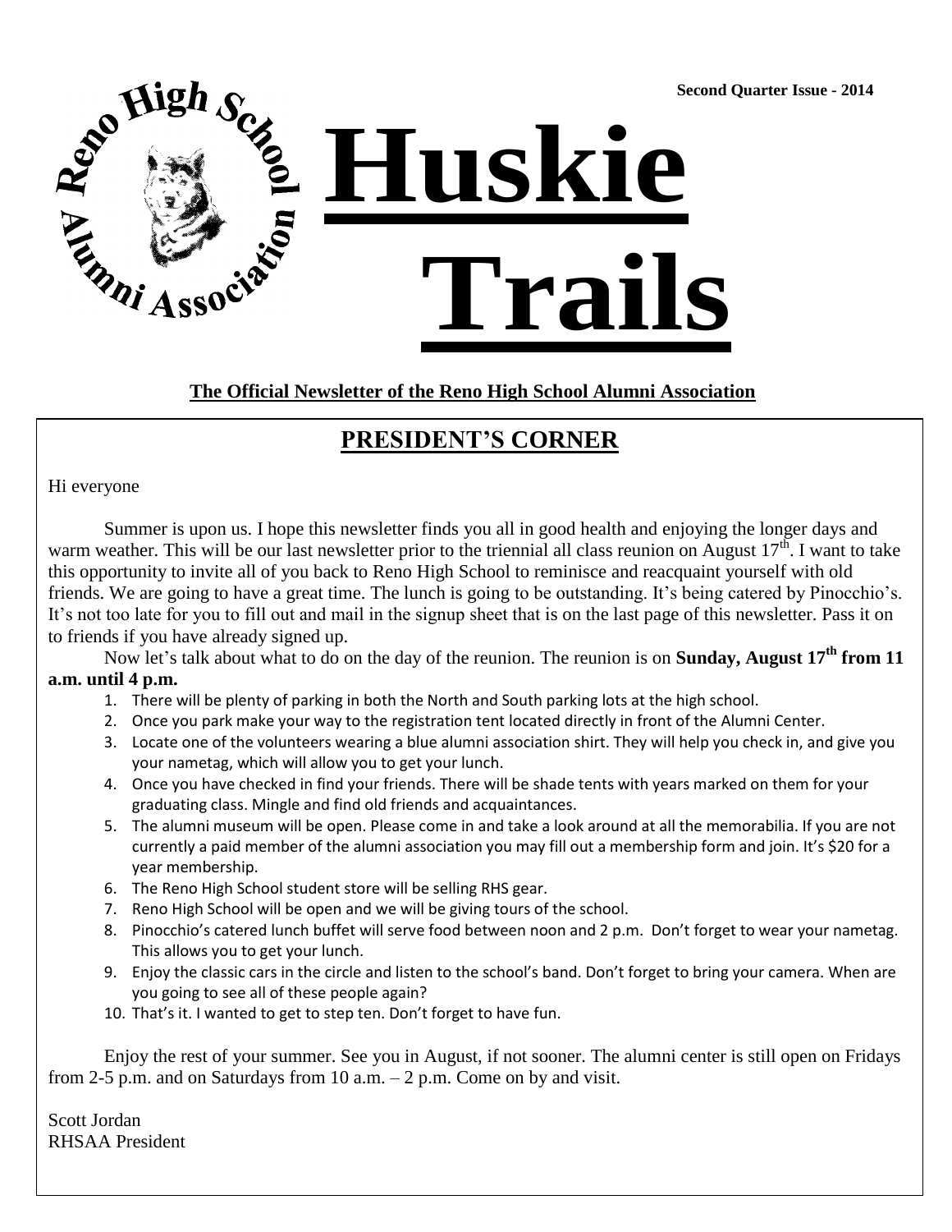Second Quarter Issue - 2014

Reno High School Alumni Association

# Huskie Trails

**The Official Newsletter of the Reno High School Alumni Association**

## PRESIDENT'S CORNER

Hi everyone

Summer is upon us. I hope this newsletter finds you all in good health and enjoying the longer days and warm weather. This will be our last newsletter prior to the triennial all class reunion on August 17th. I want to take this opportunity to invite all of you back to Reno High School to reminisce and reacquaint yourself with old friends. We are going to have a great time. The lunch is going to be outstanding. It's being catered by Pinocchio's. It's not too late for you to fill out and mail in the signup sheet that is on the last page of this newsletter. Pass it on to friends if you have already signed up.

Now let's talk about what to do on the day of the reunion. The reunion is on **Sunday, August 17th from 11 a.m. until 4 p.m.**

1. There will be plenty of parking in both the North and South parking lots at the high school.
2. Once you park make your way to the registration tent located directly in front of the Alumni Center.
3. Locate one of the volunteers wearing a blue alumni association shirt. They will help you check in, and give you your nametag, which will allow you to get your lunch.
4. Once you have checked in find your friends. There will be shade tents with years marked on them for your graduating class. Mingle and find old friends and acquaintances.
5. The alumni museum will be open. Please come in and take a look around at all the memorabilia. If you are not currently a paid member of the alumni association you may fill out a membership form and join. It's $20 for a year membership.
6. The Reno High School student store will be selling RHS gear.
7. Reno High School will be open and we will be giving tours of the school.
8. Pinocchio's catered lunch buffet will serve food between noon and 2 p.m. Don't forget to wear your nametag. This allows you to get your lunch.
9. Enjoy the classic cars in the circle and listen to the school's band. Don't forget to bring your camera. When are you going to see all of these people again?
10. That's it. I wanted to get to step ten. Don't forget to have fun.

Enjoy the rest of your summer. See you in August, if not sooner. The alumni center is still open on Fridays from 2-5 p.m. and on Saturdays from 10 a.m. – 2 p.m. Come on by and visit.

Scott Jordan
RHSAA President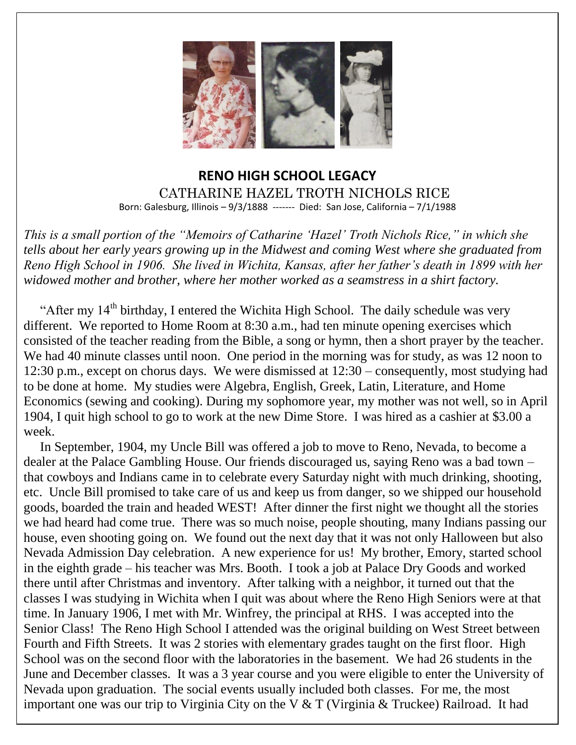## RENO HIGH SCHOOL LEGACY

CATHARINE HAZEL TROTH NICHOLS RICE

Born: Galesburg, Illinois – 9/3/1888 ------- Died: San Jose, California – 7/1/1988

*This is a small portion of the "Memoirs of Catharine 'Hazel' Troth Nichols Rice," in which she tells about her early years growing up in the Midwest and coming West where she graduated from Reno High School in 1906. She lived in Wichita, Kansas, after her father's death in 1899 with her widowed mother and brother, where her mother worked as a seamstress in a shirt factory.*

"After my 14th birthday, I entered the Wichita High School. The daily schedule was very different. We reported to Home Room at 8:30 a.m., had ten minute opening exercises which consisted of the teacher reading from the Bible, a song or hymn, then a short prayer by the teacher. We had 40 minute classes until noon. One period in the morning was for study, as was 12 noon to 12:30 p.m., except on chorus days. We were dismissed at 12:30 – consequently, most studying had to be done at home. My studies were Algebra, English, Greek, Latin, Literature, and Home Economics (sewing and cooking). During my sophomore year, my mother was not well, so in April 1904, I quit high school to go to work at the new Dime Store. I was hired as a cashier at $3.00 a week.

In September, 1904, my Uncle Bill was offered a job to move to Reno, Nevada, to become a dealer at the Palace Gambling House. Our friends discouraged us, saying Reno was a bad town – that cowboys and Indians came in to celebrate every Saturday night with much drinking, shooting, etc. Uncle Bill promised to take care of us and keep us from danger, so we shipped our household goods, boarded the train and headed WEST! After dinner the first night we thought all the stories we had heard had come true. There was so much noise, people shouting, many Indians passing our house, even shooting going on. We found out the next day that it was not only Halloween but also Nevada Admission Day celebration. A new experience for us! My brother, Emory, started school in the eighth grade – his teacher was Mrs. Booth. I took a job at Palace Dry Goods and worked there until after Christmas and inventory. After talking with a neighbor, it turned out that the classes I was studying in Wichita when I quit was about where the Reno High Seniors were at that time. In January 1906, I met with Mr. Winfrey, the principal at RHS. I was accepted into the Senior Class! The Reno High School I attended was the original building on West Street between Fourth and Fifth Streets. It was 2 stories with elementary grades taught on the first floor. High School was on the second floor with the laboratories in the basement. We had 26 students in the June and December classes. It was a 3 year course and you were eligible to enter the University of Nevada upon graduation. The social events usually included both classes. For me, the most important one was our trip to Virginia City on the V & T (Virginia & Truckee) Railroad. It had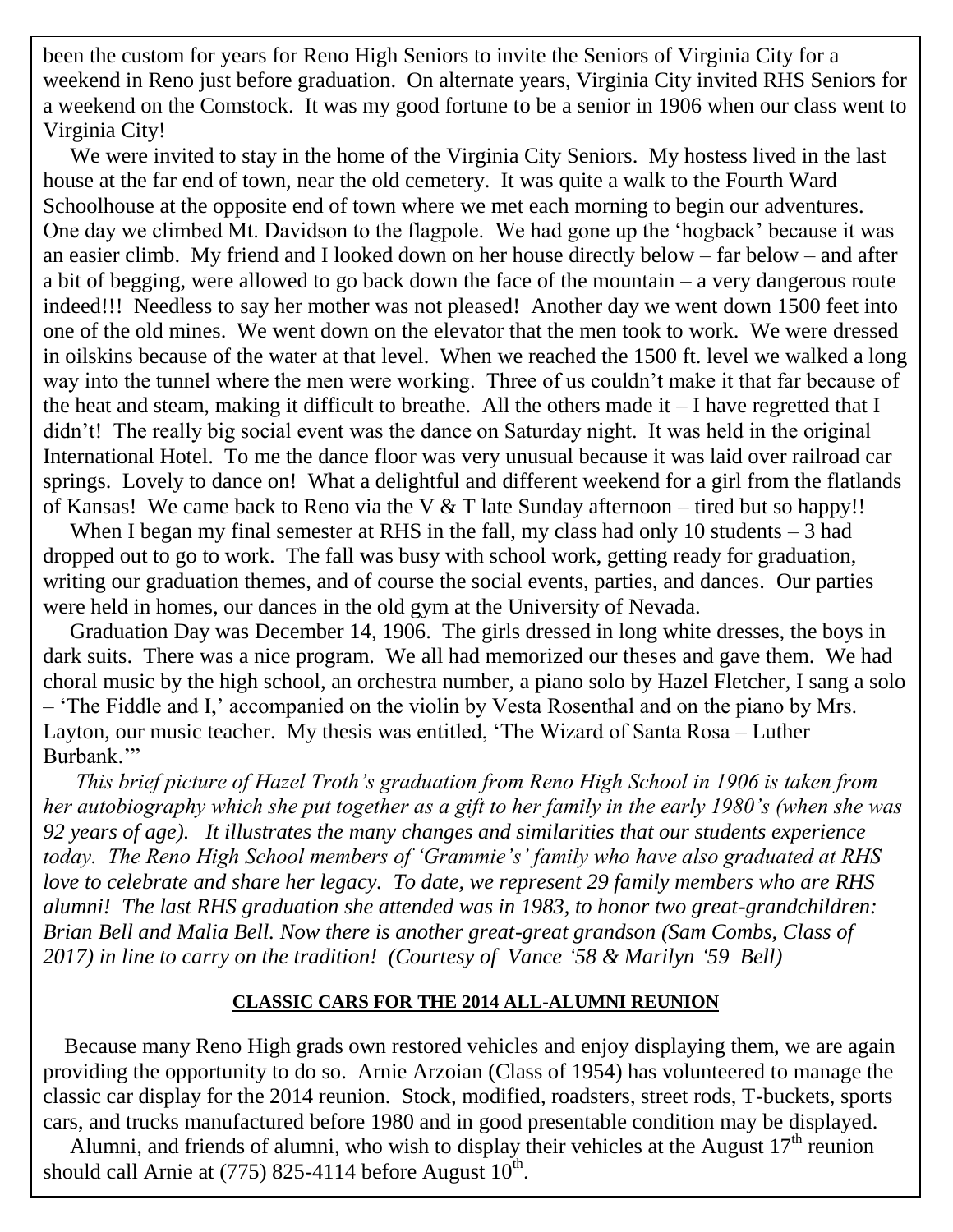been the custom for years for Reno High Seniors to invite the Seniors of Virginia City for a weekend in Reno just before graduation. On alternate years, Virginia City invited RHS Seniors for a weekend on the Comstock. It was my good fortune to be a senior in 1906 when our class went to Virginia City!

We were invited to stay in the home of the Virginia City Seniors. My hostess lived in the last house at the far end of town, near the old cemetery. It was quite a walk to the Fourth Ward Schoolhouse at the opposite end of town where we met each morning to begin our adventures. One day we climbed Mt. Davidson to the flagpole. We had gone up the 'hogback' because it was an easier climb. My friend and I looked down on her house directly below – far below – and after a bit of begging, were allowed to go back down the face of the mountain – a very dangerous route indeed!!! Needless to say her mother was not pleased! Another day we went down 1500 feet into one of the old mines. We went down on the elevator that the men took to work. We were dressed in oilskins because of the water at that level. When we reached the 1500 ft. level we walked a long way into the tunnel where the men were working. Three of us couldn't make it that far because of the heat and steam, making it difficult to breathe. All the others made it – I have regretted that I didn't! The really big social event was the dance on Saturday night. It was held in the original International Hotel. To me the dance floor was very unusual because it was laid over railroad car springs. Lovely to dance on! What a delightful and different weekend for a girl from the flatlands of Kansas! We came back to Reno via the V & T late Sunday afternoon – tired but so happy!!

When I began my final semester at RHS in the fall, my class had only 10 students – 3 had dropped out to go to work. The fall was busy with school work, getting ready for graduation, writing our graduation themes, and of course the social events, parties, and dances. Our parties were held in homes, our dances in the old gym at the University of Nevada.

Graduation Day was December 14, 1906. The girls dressed in long white dresses, the boys in dark suits. There was a nice program. We all had memorized our theses and gave them. We had choral music by the high school, an orchestra number, a piano solo by Hazel Fletcher, I sang a solo – 'The Fiddle and I,' accompanied on the violin by Vesta Rosenthal and on the piano by Mrs. Layton, our music teacher. My thesis was entitled, 'The Wizard of Santa Rosa – Luther Burbank.'"

*This brief picture of Hazel Troth's graduation from Reno High School in 1906 is taken from her autobiography which she put together as a gift to her family in the early 1980's (when she was 92 years of age). It illustrates the many changes and similarities that our students experience today. The Reno High School members of 'Grammie's' family who have also graduated at RHS love to celebrate and share her legacy. To date, we represent 29 family members who are RHS alumni! The last RHS graduation she attended was in 1983, to honor two great-grandchildren: Brian Bell and Malia Bell. Now there is another great-great grandson (Sam Combs, Class of 2017) in line to carry on the tradition! (Courtesy of Vance '58 & Marilyn '59 Bell)*

## CLASSIC CARS FOR THE 2014 ALL-ALUMNI REUNION

Because many Reno High grads own restored vehicles and enjoy displaying them, we are again providing the opportunity to do so. Arnie Arzoian (Class of 1954) has volunteered to manage the classic car display for the 2014 reunion. Stock, modified, roadsters, street rods, T-buckets, sports cars, and trucks manufactured before 1980 and in good presentable condition may be displayed.

Alumni, and friends of alumni, who wish to display their vehicles at the August 17th reunion should call Arnie at (775) 825-4114 before August 10th.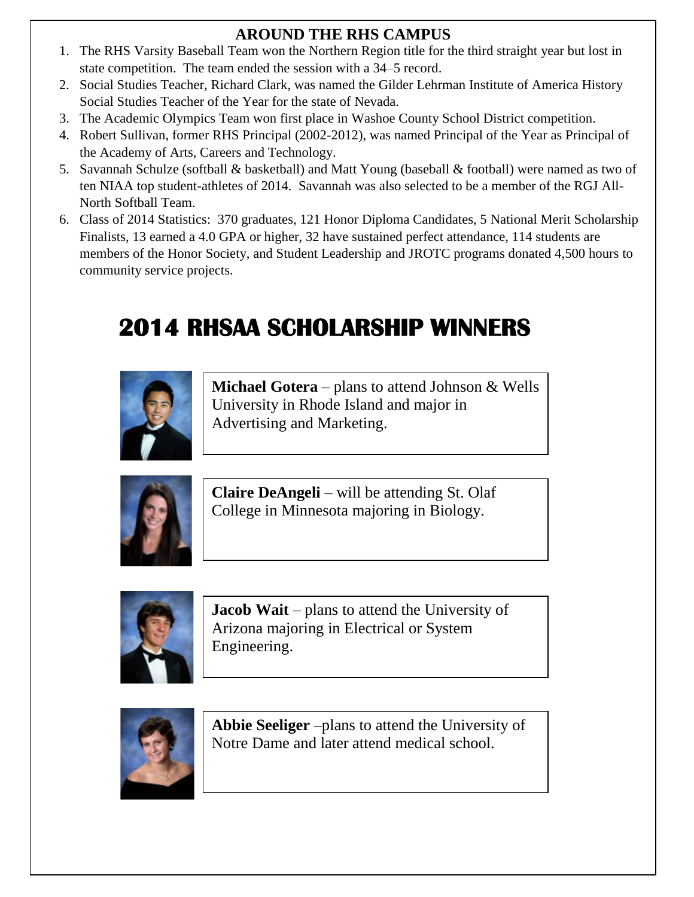## AROUND THE RHS CAMPUS

1. The RHS Varsity Baseball Team won the Northern Region title for the third straight year but lost in state competition. The team ended the session with a 34–5 record.
2. Social Studies Teacher, Richard Clark, was named the Gilder Lehrman Institute of America History Social Studies Teacher of the Year for the state of Nevada.
3. The Academic Olympics Team won first place in Washoe County School District competition.
4. Robert Sullivan, former RHS Principal (2002-2012), was named Principal of the Year as Principal of the Academy of Arts, Careers and Technology.
5. Savannah Schulze (softball & basketball) and Matt Young (baseball & football) were named as two of ten NIAA top student-athletes of 2014. Savannah was also selected to be a member of the RGJ All-North Softball Team.
6. Class of 2014 Statistics: 370 graduates, 121 Honor Diploma Candidates, 5 National Merit Scholarship Finalists, 13 earned a 4.0 GPA or higher, 32 have sustained perfect attendance, 114 students are members of the Honor Society, and Student Leadership and JROTC programs donated 4,500 hours to community service projects.

# 2014 RHSAA SCHOLARSHIP WINNERS

**Michael Gotera** – plans to attend Johnson & Wells University in Rhode Island and major in Advertising and Marketing.

**Claire DeAngeli** – will be attending St. Olaf College in Minnesota majoring in Biology.

**Jacob Wait** – plans to attend the University of Arizona majoring in Electrical or System Engineering.

**Abbie Seeliger** –plans to attend the University of Notre Dame and later attend medical school.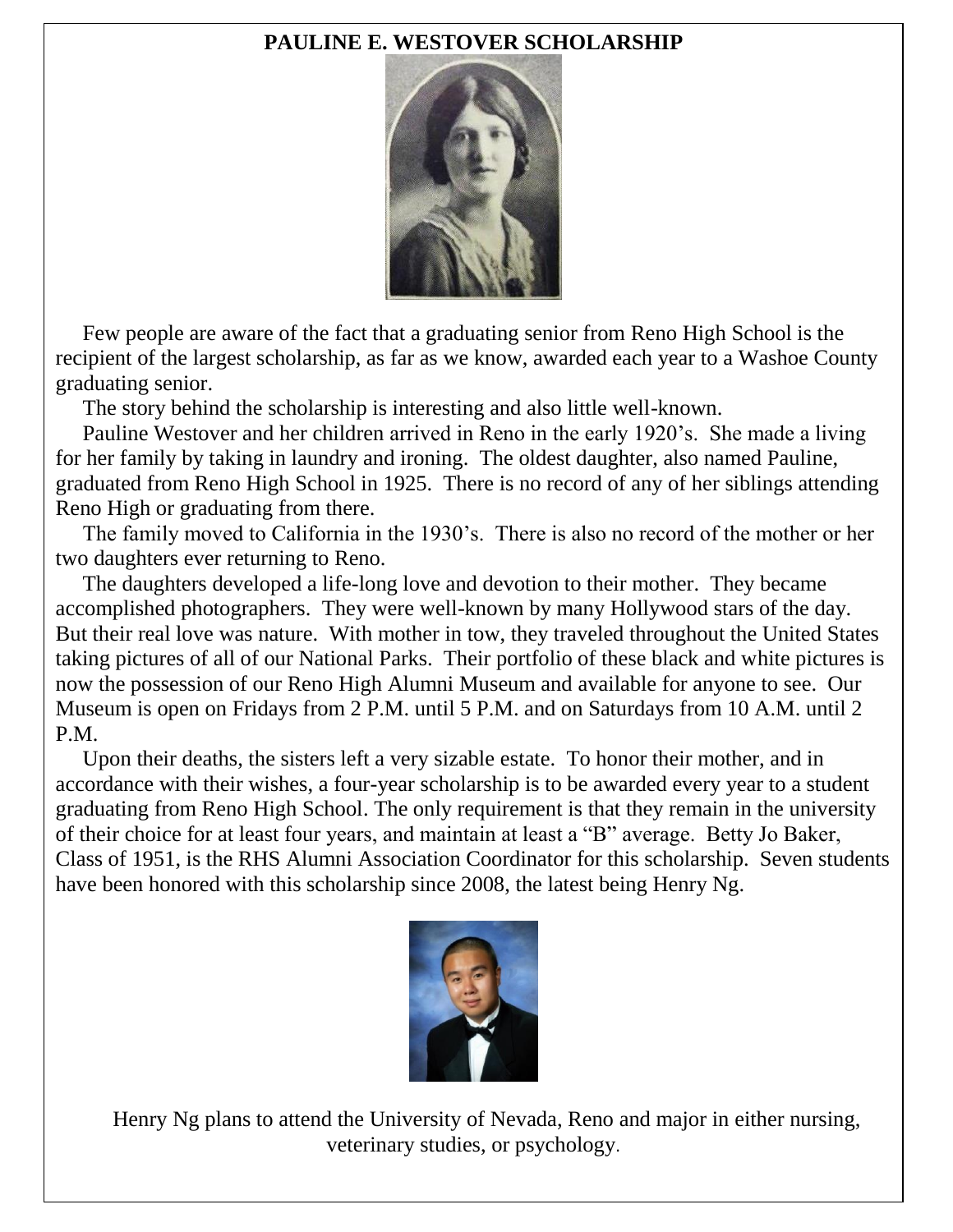# PAULINE E. WESTOVER SCHOLARSHIP

Few people are aware of the fact that a graduating senior from Reno High School is the recipient of the largest scholarship, as far as we know, awarded each year to a Washoe County graduating senior.

The story behind the scholarship is interesting and also little well-known.

Pauline Westover and her children arrived in Reno in the early 1920's. She made a living for her family by taking in laundry and ironing. The oldest daughter, also named Pauline, graduated from Reno High School in 1925. There is no record of any of her siblings attending Reno High or graduating from there.

The family moved to California in the 1930's. There is also no record of the mother or her two daughters ever returning to Reno.

The daughters developed a life-long love and devotion to their mother. They became accomplished photographers. They were well-known by many Hollywood stars of the day. But their real love was nature. With mother in tow, they traveled throughout the United States taking pictures of all of our National Parks. Their portfolio of these black and white pictures is now the possession of our Reno High Alumni Museum and available for anyone to see. Our Museum is open on Fridays from 2 P.M. until 5 P.M. and on Saturdays from 10 A.M. until 2 P.M.

Upon their deaths, the sisters left a very sizable estate. To honor their mother, and in accordance with their wishes, a four-year scholarship is to be awarded every year to a student graduating from Reno High School. The only requirement is that they remain in the university of their choice for at least four years, and maintain at least a "B" average. Betty Jo Baker, Class of 1951, is the RHS Alumni Association Coordinator for this scholarship. Seven students have been honored with this scholarship since 2008, the latest being Henry Ng.

Henry Ng plans to attend the University of Nevada, Reno and major in either nursing, veterinary studies, or psychology.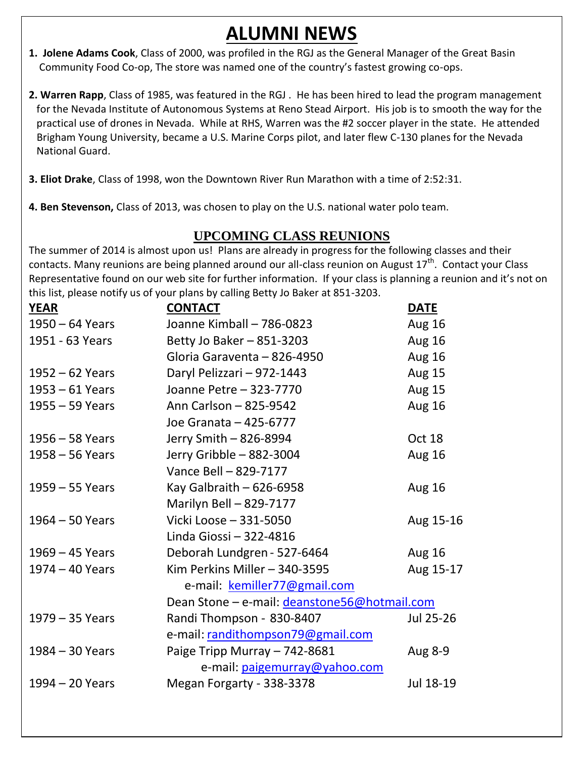# ALUMNI NEWS

1. **Jolene Adams Cook**, Class of 2000, was profiled in the RGJ as the General Manager of the Great Basin Community Food Co-op, The store was named one of the country's fastest growing co-ops.

2. **Warren Rapp**, Class of 1985, was featured in the RGJ . He has been hired to lead the program management for the Nevada Institute of Autonomous Systems at Reno Stead Airport. His job is to smooth the way for the practical use of drones in Nevada. While at RHS, Warren was the #2 soccer player in the state. He attended Brigham Young University, became a U.S. Marine Corps pilot, and later flew C-130 planes for the Nevada National Guard.

3. **Eliot Drake**, Class of 1998, won the Downtown River Run Marathon with a time of 2:52:31.

4. **Ben Stevenson,** Class of 2013, was chosen to play on the U.S. national water polo team.

## UPCOMING CLASS REUNIONS

The summer of 2014 is almost upon us! Plans are already in progress for the following classes and their contacts. Many reunions are being planned around our all-class reunion on August 17th. Contact your Class Representative found on our web site for further information. If your class is planning a reunion and it's not on this list, please notify us of your plans by calling Betty Jo Baker at 851-3203.

| YEAR | CONTACT | DATE |
|---|---|---|
| 1950 – 64 Years | Joanne Kimball – 786-0823 | Aug 16 |
| 1951 - 63 Years | Betty Jo Baker – 851-3203 | Aug 16 |
| | Gloria Garaventa – 826-4950 | Aug 16 |
| 1952 – 62 Years | Daryl Pelizzari – 972-1443 | Aug 15 |
| 1953 – 61 Years | Joanne Petre – 323-7770 | Aug 15 |
| 1955 – 59 Years | Ann Carlson – 825-9542 | Aug 16 |
| | Joe Granata – 425-6777 | |
| 1956 – 58 Years | Jerry Smith – 826-8994 | Oct 18 |
| 1958 – 56 Years | Jerry Gribble – 882-3004 | Aug 16 |
| | Vance Bell – 829-7177 | |
| 1959 – 55 Years | Kay Galbraith – 626-6958 | Aug 16 |
| | Marilyn Bell – 829-7177 | |
| 1964 – 50 Years | Vicki Loose – 331-5050 | Aug 15-16 |
| | Linda Giossi – 322-4816 | |
| 1969 – 45 Years | Deborah Lundgren - 527-6464 | Aug 16 |
| 1974 – 40 Years | Kim Perkins Miller – 340-3595 | Aug 15-17 |
| | e-mail: kemiller77@gmail.com | |
| | Dean Stone – e-mail: deanstone56@hotmail.com | |
| 1979 – 35 Years | Randi Thompson - 830-8407 | Jul 25-26 |
| | e-mail: randithompson79@gmail.com | |
| 1984 – 30 Years | Paige Tripp Murray – 742-8681 | Aug 8-9 |
| | e-mail: paigemurray@yahoo.com | |
| 1994 – 20 Years | Megan Forgarty - 338-3378 | Jul 18-19 |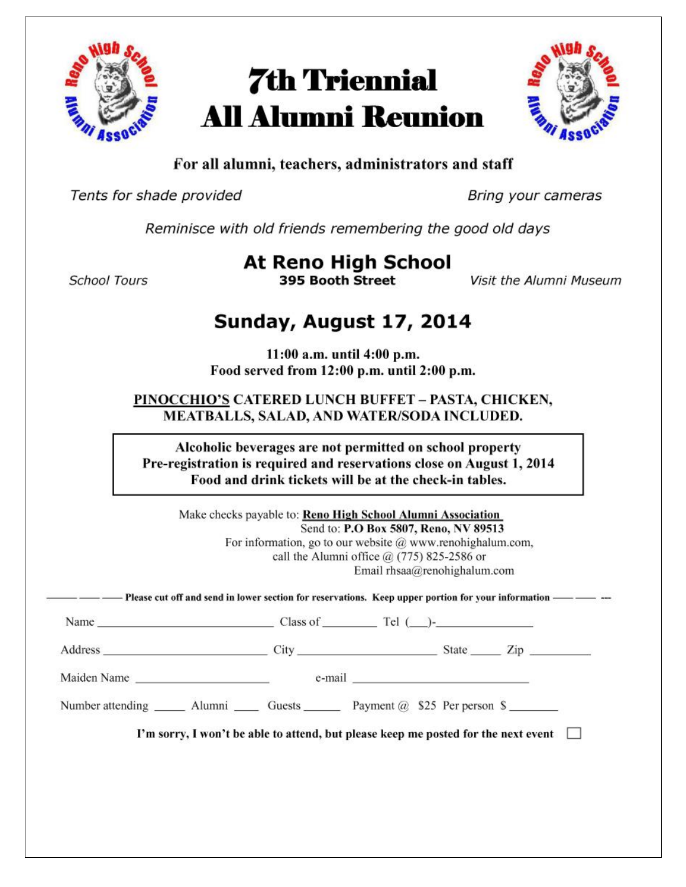# 7th Triennial All Alumni Reunion

**For all alumni, teachers, administrators and staff**

*Tents for shade provided*

*Bring your cameras*

*Reminisce with old friends remembering the good old days*

## At Reno High School

**395 Booth Street**

*School Tours*

*Visit the Alumni Museum*

## Sunday, August 17, 2014

**11:00 a.m. until 4:00 p.m.**
**Food served from 12:00 p.m. until 2:00 p.m.**

**PINOCCHIO'S CATERED LUNCH BUFFET – PASTA, CHICKEN, MEATBALLS, SALAD, AND WATER/SODA INCLUDED.**

**Alcoholic beverages are not permitted on school property**
**Pre-registration is required and reservations close on August 1, 2014**
**Food and drink tickets will be at the check-in tables.**

Make checks payable to: **Reno High School Alumni Association**
Send to: **P.O Box 5807, Reno, NV 89513**
For information, go to our website @ www.renohighalum.com,
call the Alumni office @ (775) 825-2586 or
Email rhsaa@renohighalum.com

**Please cut off and send in lower section for reservations. Keep upper portion for your information**

Name ____________________ Class of ________ Tel (___)-______________

Address ____________________ City ____________________ State _____ Zip __________

Maiden Name ____________________ e-mail ____________________

Number attending _____ Alumni ____ Guests ______ Payment @ $25 Per person $ ________

**I'm sorry, I won't be able to attend, but please keep me posted for the next event** ☐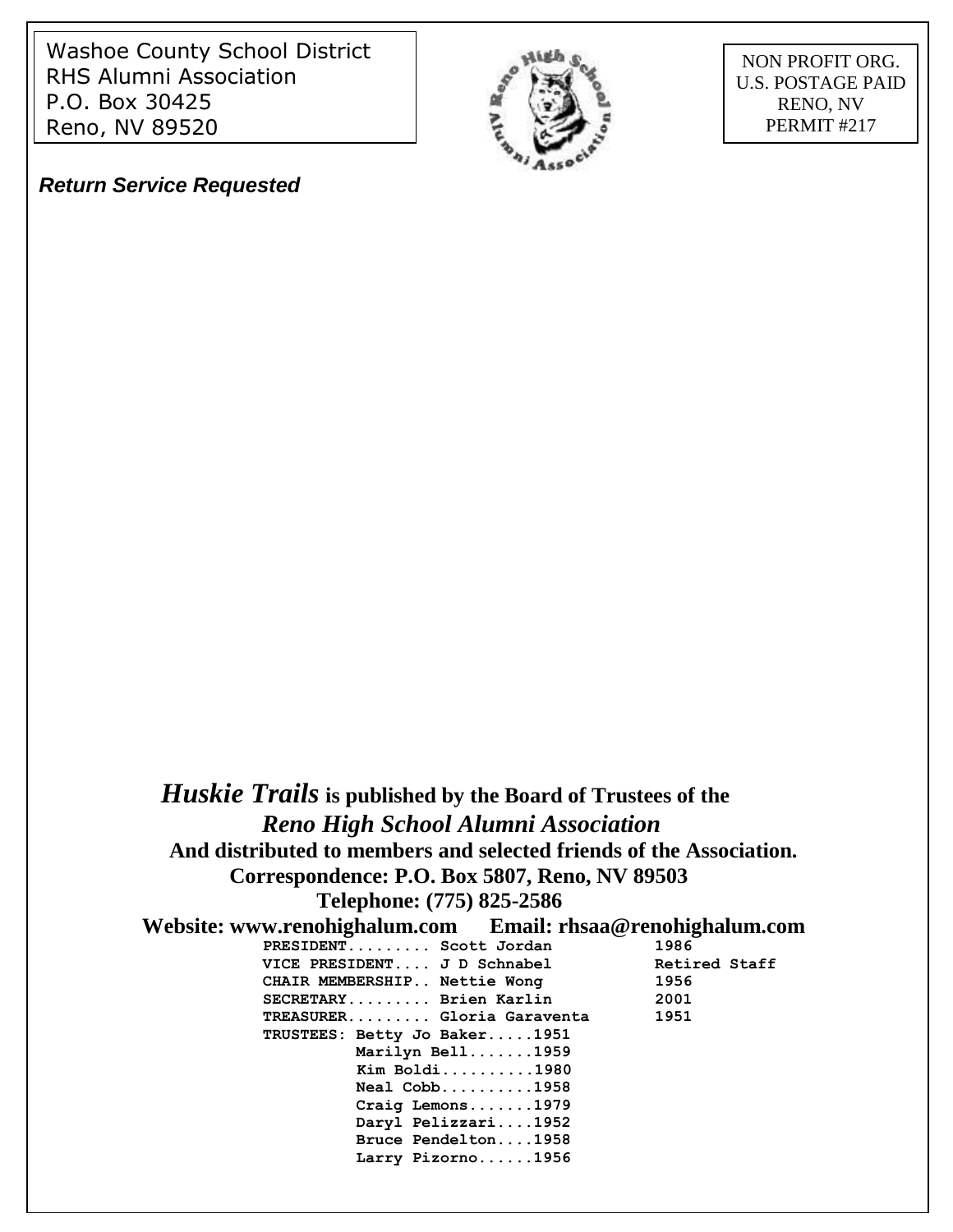Washoe County School District
RHS Alumni Association
P.O. Box 30425
Reno, NV 89520

NON PROFIT ORG.
U.S. POSTAGE PAID
RENO, NV
PERMIT #217

***Return Service Requested***

***Huskie Trails* is published by the Board of Trustees of the**
***Reno High School Alumni Association***
**And distributed to members and selected friends of the Association.**
**Correspondence: P.O. Box 5807, Reno, NV 89503**
**Telephone: (775) 825-2586**
**Website: www.renohighalum.com Email: rhsaa@renohighalum.com**

| | | |
|---|---|---|
| PRESIDENT......... | Scott Jordan | 1986 |
| VICE PRESIDENT.... | J D Schnabel | Retired Staff |
| CHAIR MEMBERSHIP.. | Nettie Wong | 1956 |
| SECRETARY......... | Brien Karlin | 2001 |
| TREASURER......... | Gloria Garaventa | 1951 |

TRUSTEES:
- Betty Jo Baker.....1951
- Marilyn Bell.......1959
- Kim Boldi..........1980
- Neal Cobb..........1958
- Craig Lemons.......1979
- Daryl Pelizzari....1952
- Bruce Pendelton....1958
- Larry Pizorno......1956